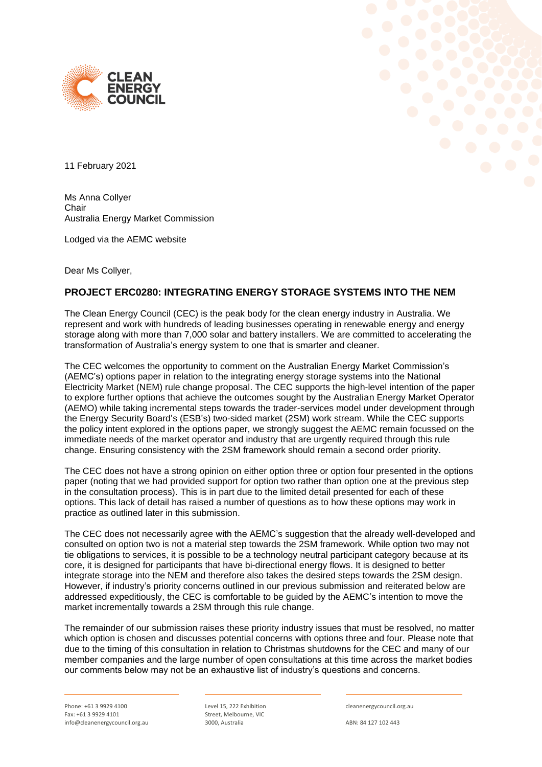11 February 2021

Ms Anna Collyer
Chair
Australia Energy Market Commission

Lodged via the AEMC website

Dear Ms Collyer,

## PROJECT ERC0280: INTEGRATING ENERGY STORAGE SYSTEMS INTO THE NEM

The Clean Energy Council (CEC) is the peak body for the clean energy industry in Australia. We represent and work with hundreds of leading businesses operating in renewable energy and energy storage along with more than 7,000 solar and battery installers. We are committed to accelerating the transformation of Australia's energy system to one that is smarter and cleaner.

The CEC welcomes the opportunity to comment on the Australian Energy Market Commission's (AEMC's) options paper in relation to the integrating energy storage systems into the National Electricity Market (NEM) rule change proposal. The CEC supports the high-level intention of the paper to explore further options that achieve the outcomes sought by the Australian Energy Market Operator (AEMO) while taking incremental steps towards the trader-services model under development through the Energy Security Board's (ESB's) two-sided market (2SM) work stream. While the CEC supports the policy intent explored in the options paper, we strongly suggest the AEMC remain focussed on the immediate needs of the market operator and industry that are urgently required through this rule change. Ensuring consistency with the 2SM framework should remain a second order priority.

The CEC does not have a strong opinion on either option three or option four presented in the options paper (noting that we had provided support for option two rather than option one at the previous step in the consultation process). This is in part due to the limited detail presented for each of these options. This lack of detail has raised a number of questions as to how these options may work in practice as outlined later in this submission.

The CEC does not necessarily agree with the AEMC's suggestion that the already well-developed and consulted on option two is not a material step towards the 2SM framework. While option two may not tie obligations to services, it is possible to be a technology neutral participant category because at its core, it is designed for participants that have bi-directional energy flows. It is designed to better integrate storage into the NEM and therefore also takes the desired steps towards the 2SM design. However, if industry's priority concerns outlined in our previous submission and reiterated below are addressed expeditiously, the CEC is comfortable to be guided by the AEMC's intention to move the market incrementally towards a 2SM through this rule change.

The remainder of our submission raises these priority industry issues that must be resolved, no matter which option is chosen and discusses potential concerns with options three and four. Please note that due to the timing of this consultation in relation to Christmas shutdowns for the CEC and many of our member companies and the large number of open consultations at this time across the market bodies our comments below may not be an exhaustive list of industry's questions and concerns.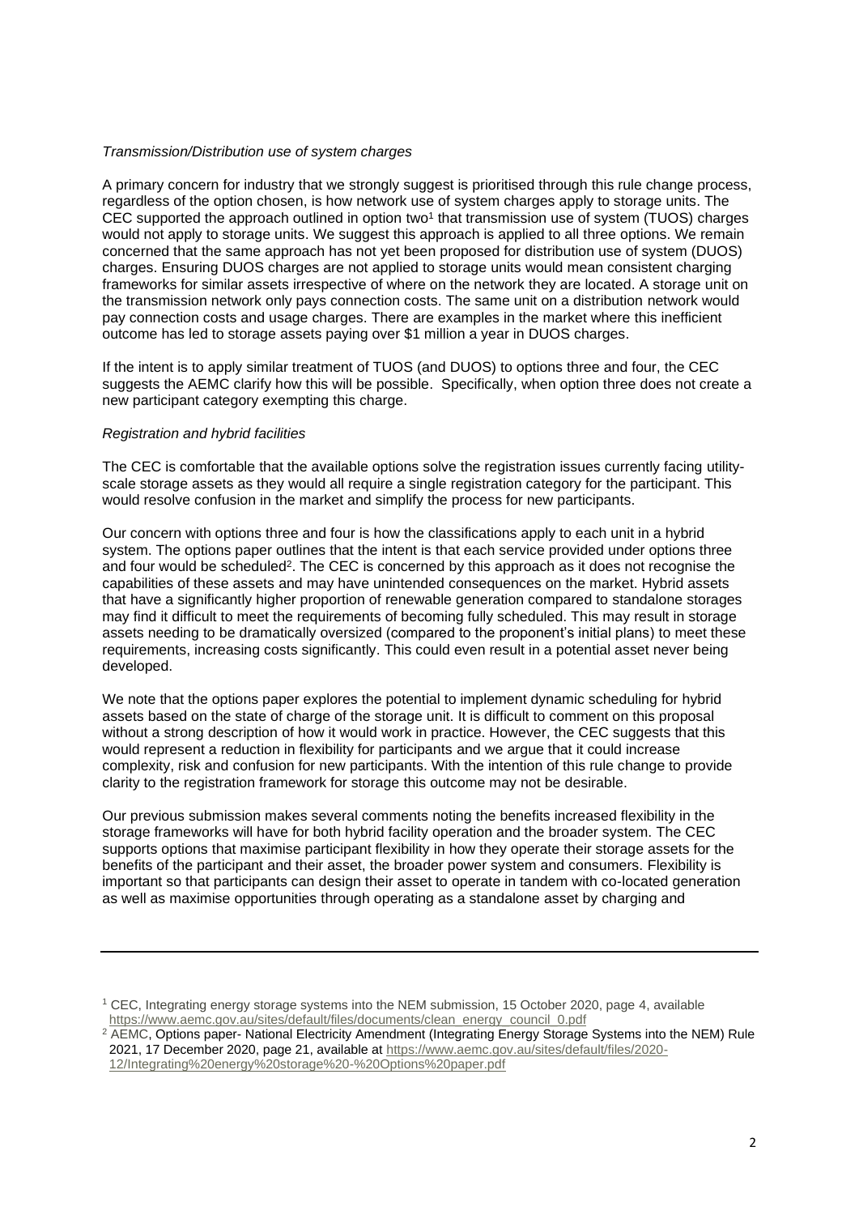*Transmission/Distribution use of system charges*

A primary concern for industry that we strongly suggest is prioritised through this rule change process, regardless of the option chosen, is how network use of system charges apply to storage units. The CEC supported the approach outlined in option two[1] that transmission use of system (TUOS) charges would not apply to storage units. We suggest this approach is applied to all three options. We remain concerned that the same approach has not yet been proposed for distribution use of system (DUOS) charges. Ensuring DUOS charges are not applied to storage units would mean consistent charging frameworks for similar assets irrespective of where on the network they are located. A storage unit on the transmission network only pays connection costs. The same unit on a distribution network would pay connection costs and usage charges. There are examples in the market where this inefficient outcome has led to storage assets paying over $1 million a year in DUOS charges.

If the intent is to apply similar treatment of TUOS (and DUOS) to options three and four, the CEC suggests the AEMC clarify how this will be possible. Specifically, when option three does not create a new participant category exempting this charge.

*Registration and hybrid facilities*

The CEC is comfortable that the available options solve the registration issues currently facing utility-scale storage assets as they would all require a single registration category for the participant. This would resolve confusion in the market and simplify the process for new participants.

Our concern with options three and four is how the classifications apply to each unit in a hybrid system. The options paper outlines that the intent is that each service provided under options three and four would be scheduled[2]. The CEC is concerned by this approach as it does not recognise the capabilities of these assets and may have unintended consequences on the market. Hybrid assets that have a significantly higher proportion of renewable generation compared to standalone storages may find it difficult to meet the requirements of becoming fully scheduled. This may result in storage assets needing to be dramatically oversized (compared to the proponent's initial plans) to meet these requirements, increasing costs significantly. This could even result in a potential asset never being developed.

We note that the options paper explores the potential to implement dynamic scheduling for hybrid assets based on the state of charge of the storage unit. It is difficult to comment on this proposal without a strong description of how it would work in practice. However, the CEC suggests that this would represent a reduction in flexibility for participants and we argue that it could increase complexity, risk and confusion for new participants. With the intention of this rule change to provide clarity to the registration framework for storage this outcome may not be desirable.

Our previous submission makes several comments noting the benefits increased flexibility in the storage frameworks will have for both hybrid facility operation and the broader system. The CEC supports options that maximise participant flexibility in how they operate their storage assets for the benefits of the participant and their asset, the broader power system and consumers. Flexibility is important so that participants can design their asset to operate in tandem with co-located generation as well as maximise opportunities through operating as a standalone asset by charging and

---

[1] CEC, Integrating energy storage systems into the NEM submission, 15 October 2020, page 4, available https://www.aemc.gov.au/sites/default/files/documents/clean_energy_council_0.pdf

[2] AEMC, Options paper- National Electricity Amendment (Integrating Energy Storage Systems into the NEM) Rule 2021, 17 December 2020, page 21, available at https://www.aemc.gov.au/sites/default/files/2020-12/Integrating%20energy%20storage%20-%20Options%20paper.pdf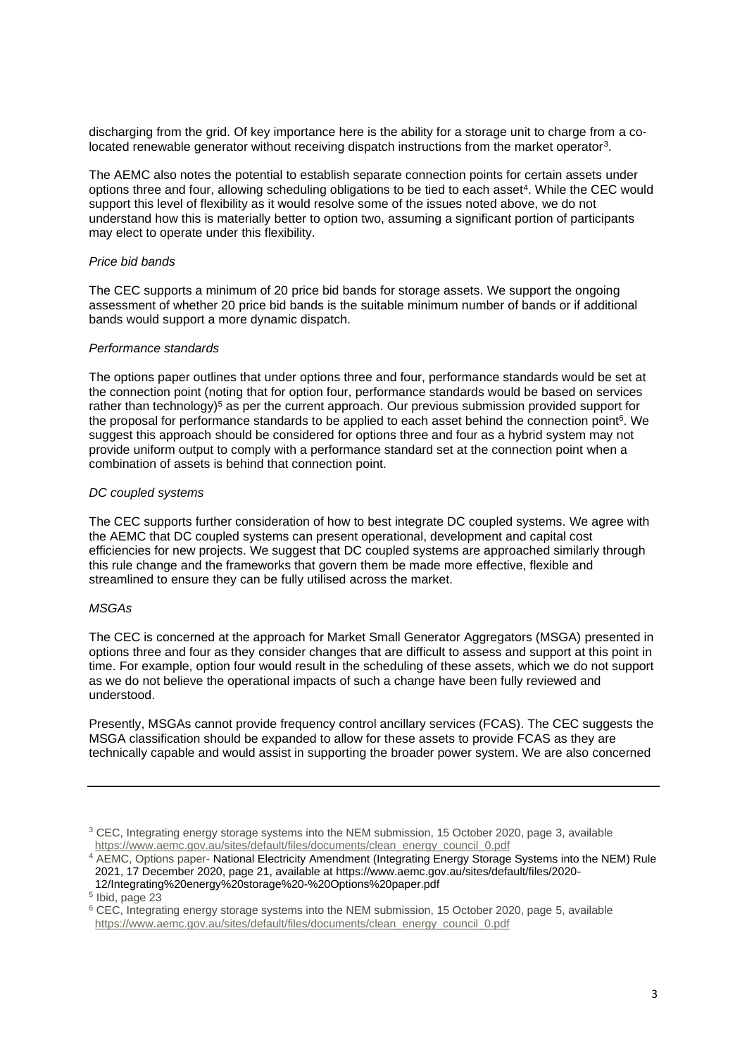discharging from the grid. Of key importance here is the ability for a storage unit to charge from a co-located renewable generator without receiving dispatch instructions from the market operator[3].

The AEMC also notes the potential to establish separate connection points for certain assets under options three and four, allowing scheduling obligations to be tied to each asset[4]. While the CEC would support this level of flexibility as it would resolve some of the issues noted above, we do not understand how this is materially better to option two, assuming a significant portion of participants may elect to operate under this flexibility.

*Price bid bands*

The CEC supports a minimum of 20 price bid bands for storage assets. We support the ongoing assessment of whether 20 price bid bands is the suitable minimum number of bands or if additional bands would support a more dynamic dispatch.

*Performance standards*

The options paper outlines that under options three and four, performance standards would be set at the connection point (noting that for option four, performance standards would be based on services rather than technology)[5] as per the current approach. Our previous submission provided support for the proposal for performance standards to be applied to each asset behind the connection point[6]. We suggest this approach should be considered for options three and four as a hybrid system may not provide uniform output to comply with a performance standard set at the connection point when a combination of assets is behind that connection point.

*DC coupled systems*

The CEC supports further consideration of how to best integrate DC coupled systems. We agree with the AEMC that DC coupled systems can present operational, development and capital cost efficiencies for new projects. We suggest that DC coupled systems are approached similarly through this rule change and the frameworks that govern them be made more effective, flexible and streamlined to ensure they can be fully utilised across the market.

*MSGAs*

The CEC is concerned at the approach for Market Small Generator Aggregators (MSGA) presented in options three and four as they consider changes that are difficult to assess and support at this point in time. For example, option four would result in the scheduling of these assets, which we do not support as we do not believe the operational impacts of such a change have been fully reviewed and understood.

Presently, MSGAs cannot provide frequency control ancillary services (FCAS). The CEC suggests the MSGA classification should be expanded to allow for these assets to provide FCAS as they are technically capable and would assist in supporting the broader power system. We are also concerned

---

[3] CEC, Integrating energy storage systems into the NEM submission, 15 October 2020, page 3, available https://www.aemc.gov.au/sites/default/files/documents/clean_energy_council_0.pdf

[4] AEMC, Options paper- National Electricity Amendment (Integrating Energy Storage Systems into the NEM) Rule 2021, 17 December 2020, page 21, available at https://www.aemc.gov.au/sites/default/files/2020-12/Integrating%20energy%20storage%20-%20Options%20paper.pdf

[5] Ibid, page 23

[6] CEC, Integrating energy storage systems into the NEM submission, 15 October 2020, page 5, available https://www.aemc.gov.au/sites/default/files/documents/clean_energy_council_0.pdf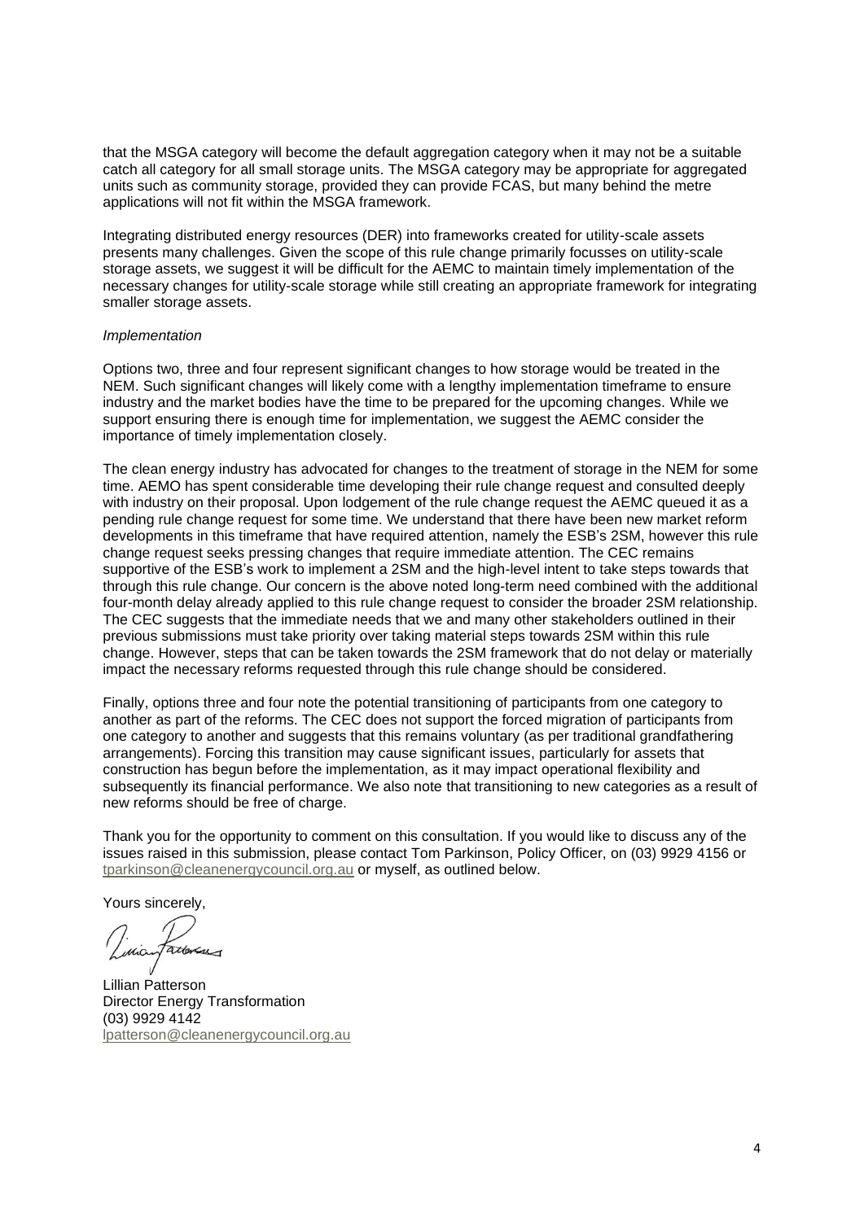that the MSGA category will become the default aggregation category when it may not be a suitable catch all category for all small storage units. The MSGA category may be appropriate for aggregated units such as community storage, provided they can provide FCAS, but many behind the metre applications will not fit within the MSGA framework.

Integrating distributed energy resources (DER) into frameworks created for utility-scale assets presents many challenges. Given the scope of this rule change primarily focusses on utility-scale storage assets, we suggest it will be difficult for the AEMC to maintain timely implementation of the necessary changes for utility-scale storage while still creating an appropriate framework for integrating smaller storage assets.

*Implementation*

Options two, three and four represent significant changes to how storage would be treated in the NEM. Such significant changes will likely come with a lengthy implementation timeframe to ensure industry and the market bodies have the time to be prepared for the upcoming changes. While we support ensuring there is enough time for implementation, we suggest the AEMC consider the importance of timely implementation closely.

The clean energy industry has advocated for changes to the treatment of storage in the NEM for some time. AEMO has spent considerable time developing their rule change request and consulted deeply with industry on their proposal. Upon lodgement of the rule change request the AEMC queued it as a pending rule change request for some time. We understand that there have been new market reform developments in this timeframe that have required attention, namely the ESB's 2SM, however this rule change request seeks pressing changes that require immediate attention. The CEC remains supportive of the ESB's work to implement a 2SM and the high-level intent to take steps towards that through this rule change. Our concern is the above noted long-term need combined with the additional four-month delay already applied to this rule change request to consider the broader 2SM relationship. The CEC suggests that the immediate needs that we and many other stakeholders outlined in their previous submissions must take priority over taking material steps towards 2SM within this rule change. However, steps that can be taken towards the 2SM framework that do not delay or materially impact the necessary reforms requested through this rule change should be considered.

Finally, options three and four note the potential transitioning of participants from one category to another as part of the reforms. The CEC does not support the forced migration of participants from one category to another and suggests that this remains voluntary (as per traditional grandfathering arrangements). Forcing this transition may cause significant issues, particularly for assets that construction has begun before the implementation, as it may impact operational flexibility and subsequently its financial performance. We also note that transitioning to new categories as a result of new reforms should be free of charge.

Thank you for the opportunity to comment on this consultation. If you would like to discuss any of the issues raised in this submission, please contact Tom Parkinson, Policy Officer, on (03) 9929 4156 or tparkinson@cleanenergycouncil.org.au or myself, as outlined below.

Yours sincerely,

Lillian Patterson
Director Energy Transformation
(03) 9929 4142
lpatterson@cleanenergycouncil.org.au